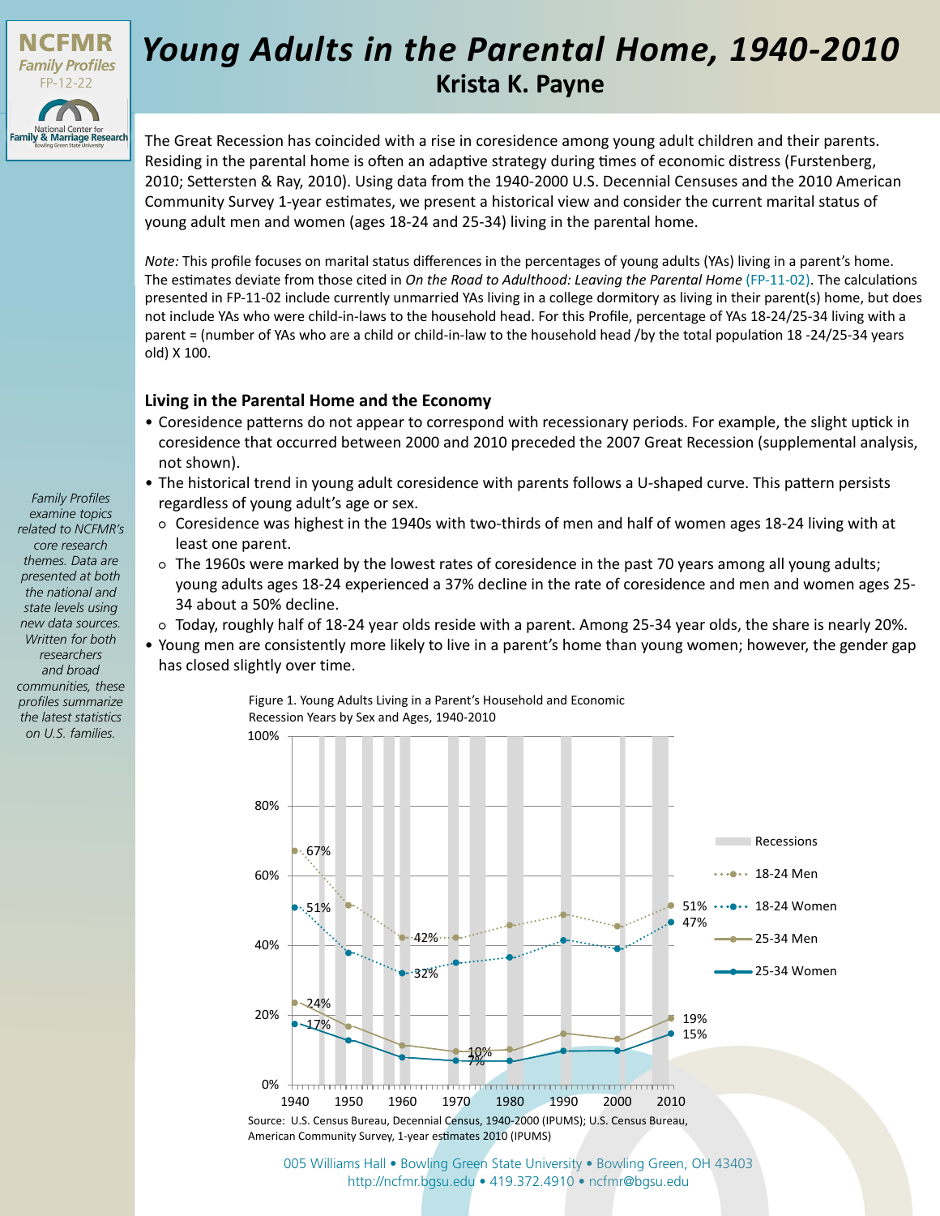NCFMR Family Profiles FP-12-22

National Center for Family & Marriage Research

# *Young Adults in the Parental Home, 1940-2010*

## Krista K. Payne

The Great Recession has coincided with a rise in coresidence among young adult children and their parents. Residing in the parental home is often an adaptive strategy during times of economic distress (Furstenberg, 2010; Settersten & Ray, 2010). Using data from the 1940-2000 U.S. Decennial Censuses and the 2010 American Community Survey 1-year estimates, we present a historical view and consider the current marital status of young adult men and women (ages 18-24 and 25-34) living in the parental home.

*Note:* This profile focuses on marital status differences in the percentages of young adults (YAs) living in a parent's home. The estimates deviate from those cited in *On the Road to Adulthood: Leaving the Parental Home* (FP-11-02). The calculations presented in FP-11-02 include currently unmarried YAs living in a college dormitory as living in their parent(s) home, but does not include YAs who were child-in-laws to the household head. For this Profile, percentage of YAs 18-24/25-34 living with a parent = (number of YAs who are a child or child-in-law to the household head /by the total population 18 -24/25-34 years old) X 100.

### Living in the Parental Home and the Economy

- Coresidence patterns do not appear to correspond with recessionary periods. For example, the slight uptick in coresidence that occurred between 2000 and 2010 preceded the 2007 Great Recession (supplemental analysis, not shown).
- The historical trend in young adult coresidence with parents follows a U-shaped curve. This pattern persists regardless of young adult's age or sex.
  - Coresidence was highest in the 1940s with two-thirds of men and half of women ages 18-24 living with at least one parent.
  - The 1960s were marked by the lowest rates of coresidence in the past 70 years among all young adults; young adults ages 18-24 experienced a 37% decline in the rate of coresidence and men and women ages 25-34 about a 50% decline.
  - Today, roughly half of 18-24 year olds reside with a parent. Among 25-34 year olds, the share is nearly 20%.
- Young men are consistently more likely to live in a parent's home than young women; however, the gender gap has closed slightly over time.

*Family Profiles examine topics related to NCFMR's core research themes. Data are presented at both the national and state levels using new data sources. Written for both researchers and broad communities, these profiles summarize the latest statistics on U.S. families.*

Figure 1. Young Adults Living in a Parent's Household and Economic Recession Years by Sex and Ages, 1940-2010

| Year | 18-24 Men | 18-24 Women | 25-34 Men | 25-34 Women |
|---|---|---|---|---|
| 1940 | 67% | 51% | 24% | 17% |
| 1960 | 42% | 32% | | |
| 1970 | | | 10% | 7% |
| 2010 | 51% | 47% | 19% | 15% |

Source: U.S. Census Bureau, Decennial Census, 1940-2000 (IPUMS); U.S. Census Bureau, American Community Survey, 1-year estimates 2010 (IPUMS)

005 Williams Hall • Bowling Green State University • Bowling Green, OH 43403
http://ncfmr.bgsu.edu • 419.372.4910 • ncfmr@bgsu.edu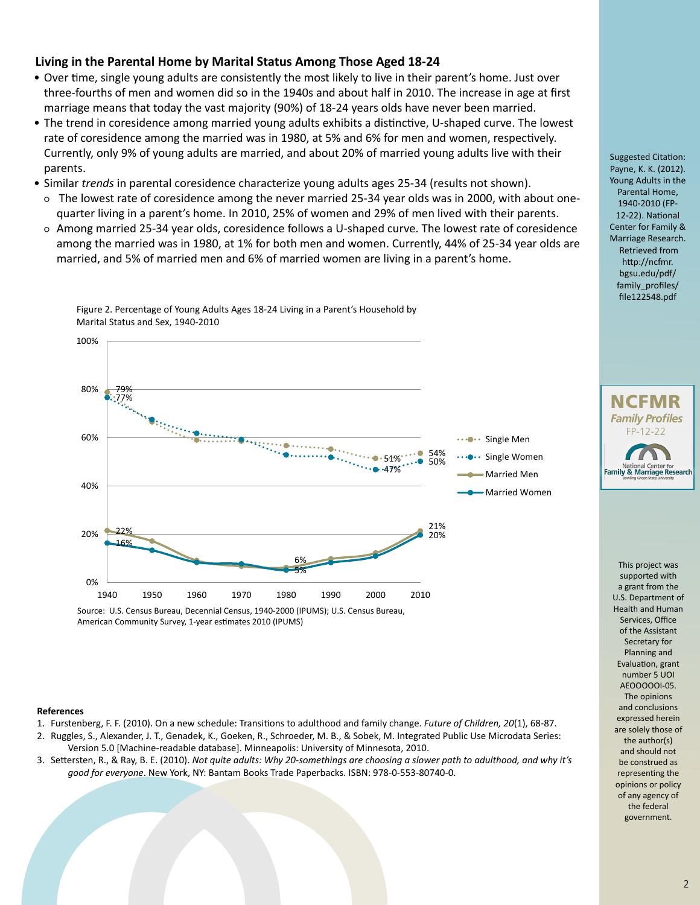## Living in the Parental Home by Marital Status Among Those Aged 18-24

- Over time, single young adults are consistently the most likely to live in their parent's home. Just over three-fourths of men and women did so in the 1940s and about half in 2010. The increase in age at first marriage means that today the vast majority (90%) of 18-24 years olds have never been married.
- The trend in coresidence among married young adults exhibits a distinctive, U-shaped curve. The lowest rate of coresidence among the married was in 1980, at 5% and 6% for men and women, respectively. Currently, only 9% of young adults are married, and about 20% of married young adults live with their parents.
- Similar *trends* in parental coresidence characterize young adults ages 25-34 (results not shown).
  - The lowest rate of coresidence among the never married 25-34 year olds was in 2000, with about one-quarter living in a parent's home. In 2010, 25% of women and 29% of men lived with their parents.
  - Among married 25-34 year olds, coresidence follows a U-shaped curve. The lowest rate of coresidence among the married was in 1980, at 1% for both men and women. Currently, 44% of 25-34 year olds are married, and 5% of married men and 6% of married women are living in a parent's home.

Figure 2. Percentage of Young Adults Ages 18-24 Living in a Parent's Household by Marital Status and Sex, 1940-2010

100%
80%
60%
40%
20%
0%
1940 1950 1960 1970 1980 1990 2000 2010

79%
77%
51%
47%
54%
50%
22%
16%
6%
5%
21%
20%

Single Men
Single Women
Married Men
Married Women

Source: U.S. Census Bureau, Decennial Census, 1940-2000 (IPUMS); U.S. Census Bureau, American Community Survey, 1-year estimates 2010 (IPUMS)

Suggested Citation: Payne, K. K. (2012). Young Adults in the Parental Home, 1940-2010 (FP-12-22). National Center for Family & Marriage Research. Retrieved from http://ncfmr.bgsu.edu/pdf/family_profiles/file122548.pdf

NCFMR Family Profiles FP-12-22

National Center for Family & Marriage Research
Bowling Green State University

This project was supported with a grant from the U.S. Department of Health and Human Services, Office of the Assistant Secretary for Planning and Evaluation, grant number 5 UOI AEOOOOOI-05. The opinions and conclusions expressed herein are solely those of the author(s) and should not be construed as representing the opinions or policy of any agency of the federal government.

### References

1. Furstenberg, F. F. (2010). On a new schedule: Transitions to adulthood and family change. *Future of Children, 20*(1), 68-87.
2. Ruggles, S., Alexander, J. T., Genadek, K., Goeken, R., Schroeder, M. B., & Sobek, M. Integrated Public Use Microdata Series: Version 5.0 [Machine-readable database]. Minneapolis: University of Minnesota, 2010.
3. Settersten, R., & Ray, B. E. (2010). *Not quite adults: Why 20-somethings are choosing a slower path to adulthood, and why it's good for everyone*. New York, NY: Bantam Books Trade Paperbacks. ISBN: 978-0-553-80740-0.